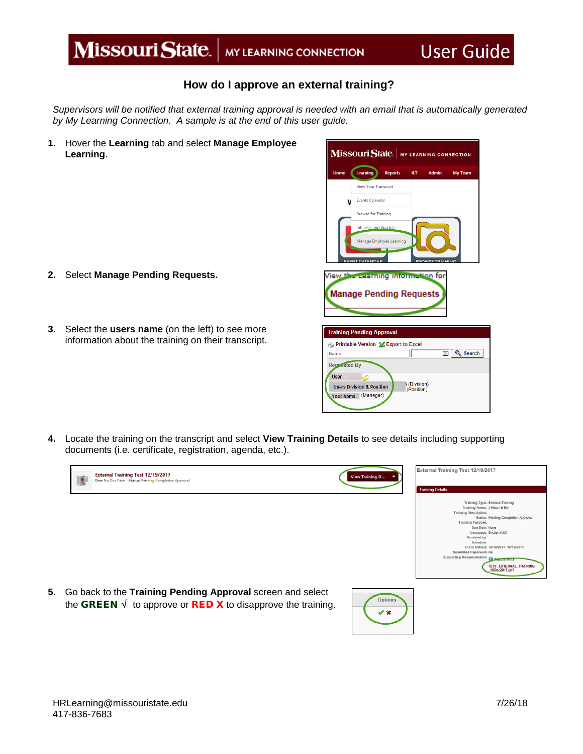# How do I approve an external training?

*Supervisors will be notified that external training approval is needed with an email that is automatically generated by My Learning Connection. A sample is at the end of this user guide.*

1. Hover the **Learning** tab and select **Manage Employee Learning**.

2. Select **Manage Pending Requests.**

3. Select the **users name** (on the left) to see more information about the training on their transcript.

4. Locate the training on the transcript and select **View Training Details** to see details including supporting documents (i.e. certificate, registration, agenda, etc.).

5. Go back to the **Training Pending Approval** screen and select the **GREEN √** to approve or **RED X** to disapprove the training.

HRLearning@missouristate.edu
417-836-7683

7/26/18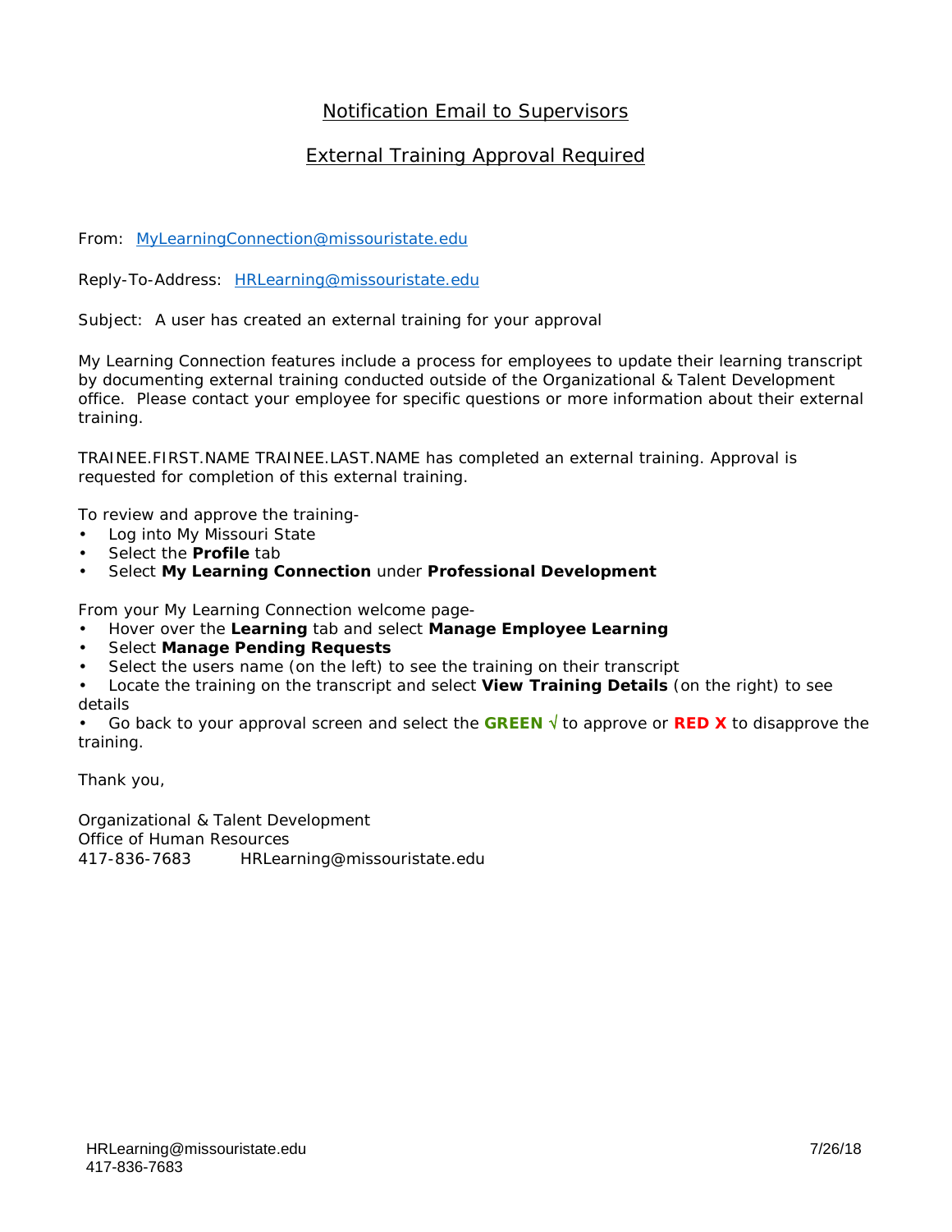## Notification Email to Supervisors

## External Training Approval Required

From: MyLearningConnection@missouristate.edu

Reply-To-Address: HRLearning@missouristate.edu

Subject: A user has created an external training for your approval

My Learning Connection features include a process for employees to update their learning transcript by documenting external training conducted outside of the Organizational & Talent Development office. Please contact your employee for specific questions or more information about their external training.

TRAINEE.FIRST.NAME TRAINEE.LAST.NAME has completed an external training. Approval is requested for completion of this external training.

To review and approve the training-

- Log into My Missouri State
- Select the **Profile** tab
- Select **My Learning Connection** under **Professional Development**

From your My Learning Connection welcome page-

- Hover over the **Learning** tab and select **Manage Employee Learning**
- Select **Manage Pending Requests**
- Select the users name (on the left) to see the training on their transcript
- Locate the training on the transcript and select **View Training Details** (on the right) to see details
- Go back to your approval screen and select the **GREEN √** to approve or **RED X** to disapprove the training.

Thank you,

Organizational & Talent Development
Office of Human Resources
417-836-7683 HRLearning@missouristate.edu

HRLearning@missouristate.edu 7/26/18
417-836-7683